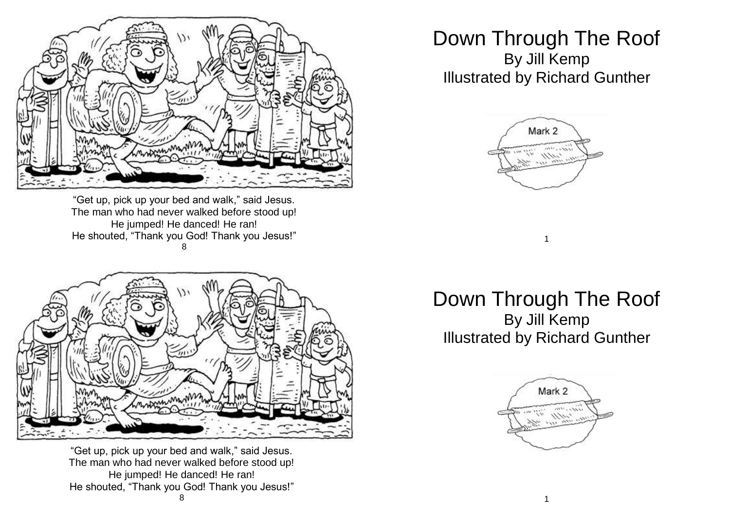"Get up, pick up your bed and walk," said Jesus.
The man who had never walked before stood up!
He jumped! He danced! He ran!
He shouted, "Thank you God! Thank you Jesus!"

# Down Through The Roof

By Jill Kemp
Illustrated by Richard Gunther

Mark 2

"Get up, pick up your bed and walk," said Jesus.
The man who had never walked before stood up!
He jumped! He danced! He ran!
He shouted, "Thank you God! Thank you Jesus!"

# Down Through The Roof

By Jill Kemp
Illustrated by Richard Gunther

Mark 2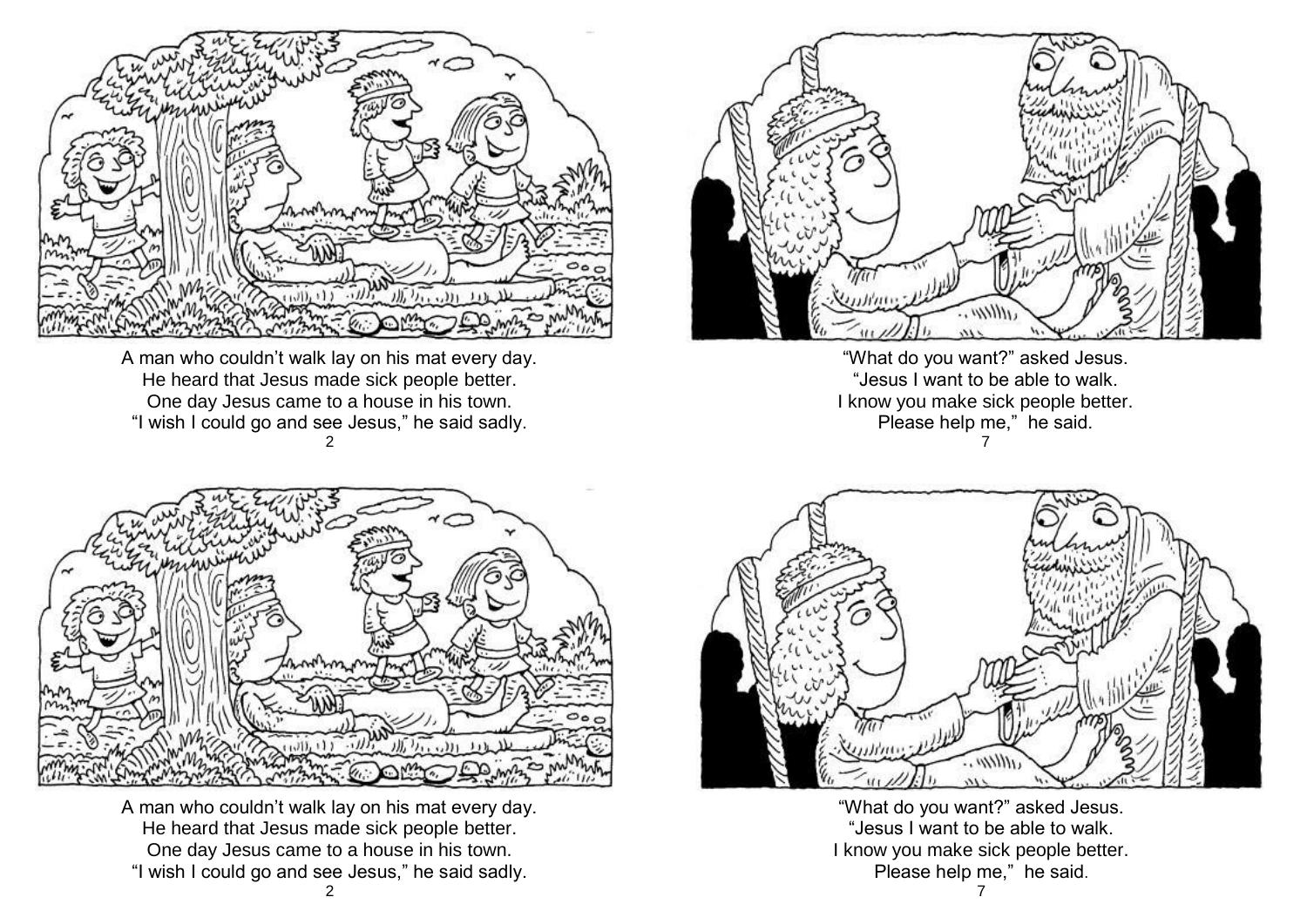A man who couldn't walk lay on his mat every day.
He heard that Jesus made sick people better.
One day Jesus came to a house in his town.
"I wish I could go and see Jesus," he said sadly.

"What do you want?" asked Jesus.
"Jesus I want to be able to walk.
I know you make sick people better.
Please help me," he said.

A man who couldn't walk lay on his mat every day.
He heard that Jesus made sick people better.
One day Jesus came to a house in his town.
"I wish I could go and see Jesus," he said sadly.

"What do you want?" asked Jesus.
"Jesus I want to be able to walk.
I know you make sick people better.
Please help me," he said.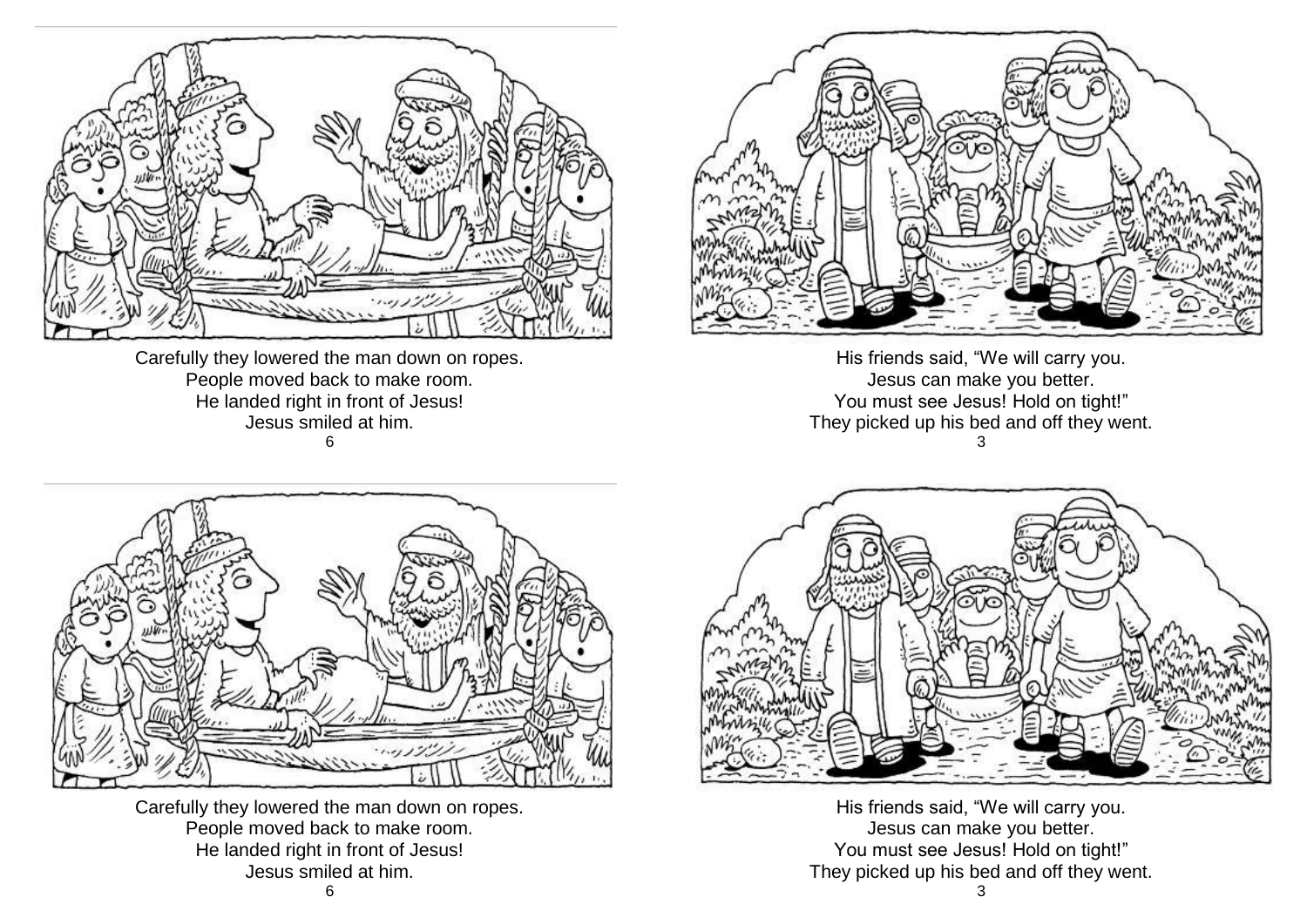Carefully they lowered the man down on ropes.
People moved back to make room.
He landed right in front of Jesus!
Jesus smiled at him.

His friends said, "We will carry you.
Jesus can make you better.
You must see Jesus! Hold on tight!"
They picked up his bed and off they went.

Carefully they lowered the man down on ropes.
People moved back to make room.
He landed right in front of Jesus!
Jesus smiled at him.

His friends said, "We will carry you.
Jesus can make you better.
You must see Jesus! Hold on tight!"
They picked up his bed and off they went.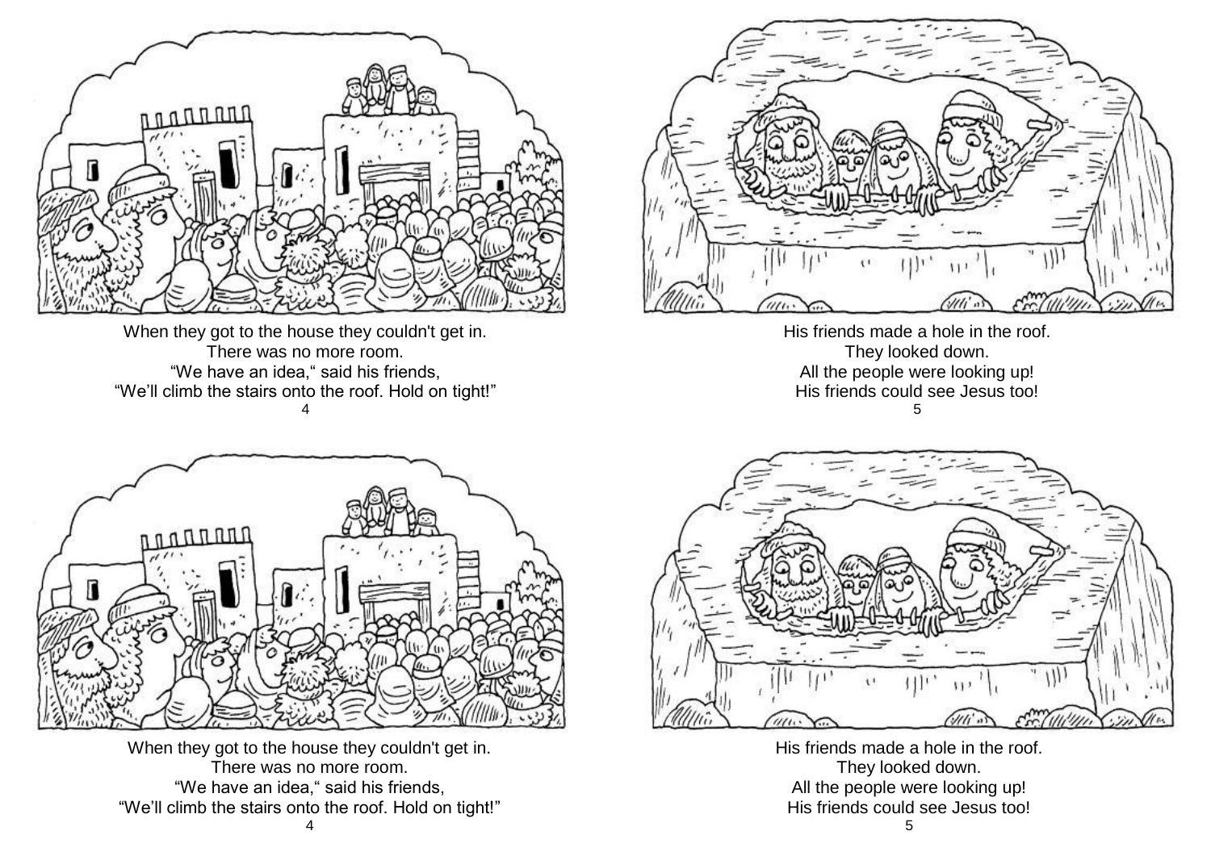When they got to the house they couldn't get in.
There was no more room.
"We have an idea," said his friends,
"We'll climb the stairs onto the roof. Hold on tight!"

His friends made a hole in the roof.
They looked down.
All the people were looking up!
His friends could see Jesus too!

When they got to the house they couldn't get in.
There was no more room.
"We have an idea," said his friends,
"We'll climb the stairs onto the roof. Hold on tight!"

His friends made a hole in the roof.
They looked down.
All the people were looking up!
His friends could see Jesus too!